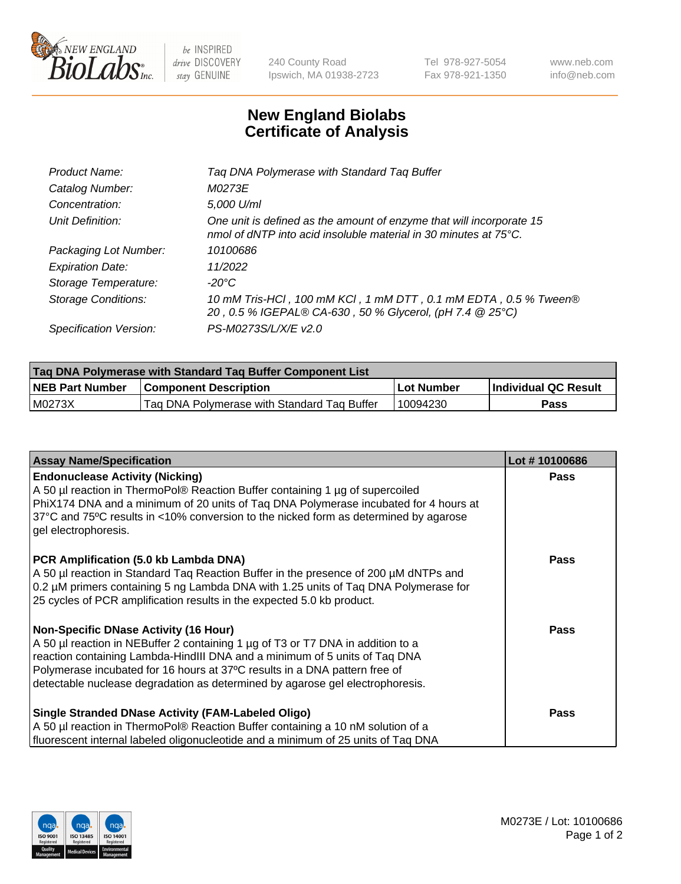# New England Biolabs Certificate of Analysis

| | |
|---|---|
| *Product Name:* | *Taq DNA Polymerase with Standard Taq Buffer* |
| *Catalog Number:* | *M0273E* |
| *Concentration:* | *5,000 U/ml* |
| *Unit Definition:* | *One unit is defined as the amount of enzyme that will incorporate 15 nmol of dNTP into acid insoluble material in 30 minutes at 75°C.* |
| *Packaging Lot Number:* | *10100686* |
| *Expiration Date:* | *11/2022* |
| *Storage Temperature:* | *-20°C* |
| *Storage Conditions:* | *10 mM Tris-HCl , 100 mM KCl , 1 mM DTT , 0.1 mM EDTA , 0.5 % Tween® 20 , 0.5 % IGEPAL® CA-630 , 50 % Glycerol, (pH 7.4 @ 25°C)* |
| *Specification Version:* | *PS-M0273S/L/X/E v2.0* |

| Taq DNA Polymerase with Standard Taq Buffer Component List | | | |
|---|---|---|---|
| **NEB Part Number** | **Component Description** | **Lot Number** | **Individual QC Result** |
| M0273X | Taq DNA Polymerase with Standard Taq Buffer | 10094230 | **Pass** |

| Assay Name/Specification | Lot # 10100686 |
|---|---|
| **Endonuclease Activity (Nicking)**<br>A 50 µl reaction in ThermoPol® Reaction Buffer containing 1 µg of supercoiled PhiX174 DNA and a minimum of 20 units of Taq DNA Polymerase incubated for 4 hours at 37°C and 75ºC results in <10% conversion to the nicked form as determined by agarose gel electrophoresis. | **Pass** |
| **PCR Amplification (5.0 kb Lambda DNA)**<br>A 50 µl reaction in Standard Taq Reaction Buffer in the presence of 200 µM dNTPs and 0.2 µM primers containing 5 ng Lambda DNA with 1.25 units of Taq DNA Polymerase for 25 cycles of PCR amplification results in the expected 5.0 kb product. | **Pass** |
| **Non-Specific DNase Activity (16 Hour)**<br>A 50 µl reaction in NEBuffer 2 containing 1 µg of T3 or T7 DNA in addition to a reaction containing Lambda-HindIII DNA and a minimum of 5 units of Taq DNA Polymerase incubated for 16 hours at 37ºC results in a DNA pattern free of detectable nuclease degradation as determined by agarose gel electrophoresis. | **Pass** |
| **Single Stranded DNase Activity (FAM-Labeled Oligo)**<br>A 50 µl reaction in ThermoPol® Reaction Buffer containing a 10 nM solution of a fluorescent internal labeled oligonucleotide and a minimum of 25 units of Taq DNA | **Pass** |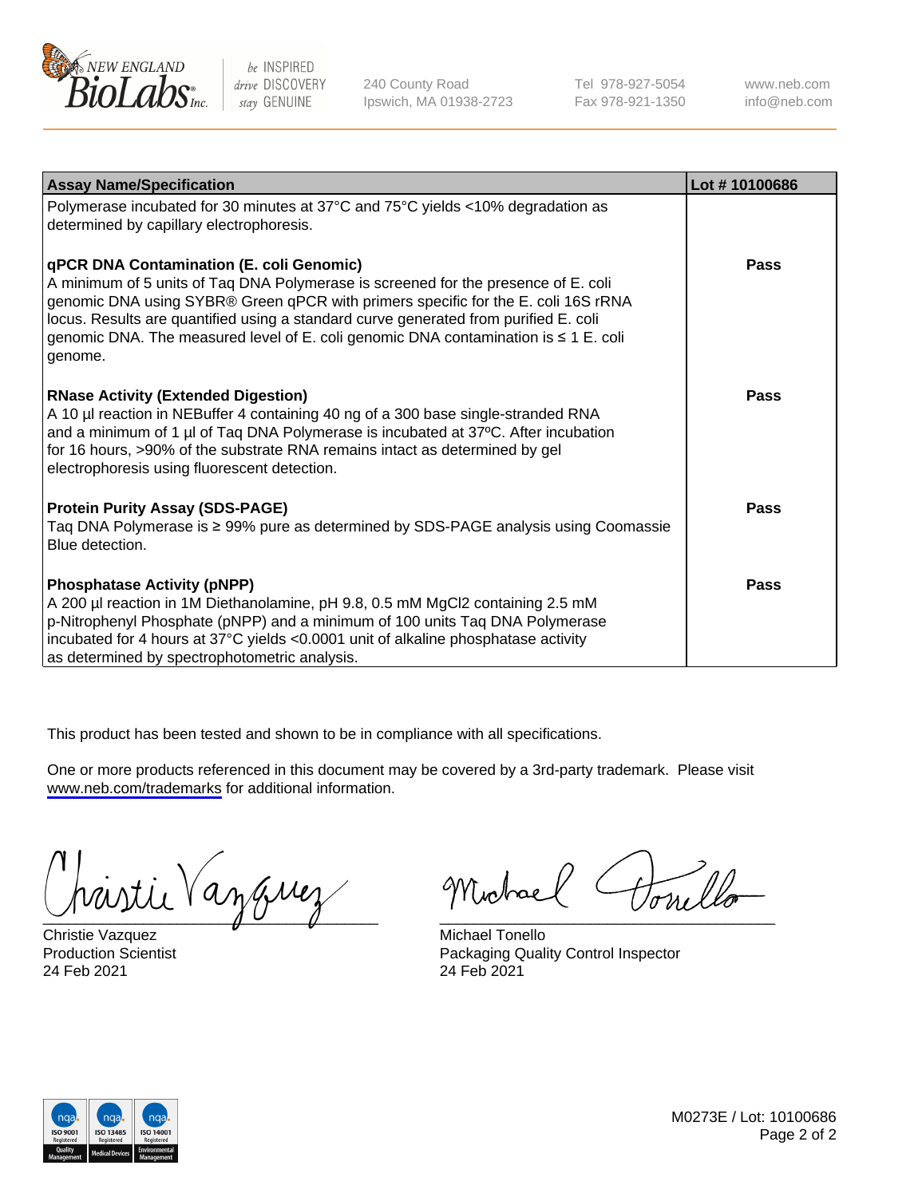| Assay Name/Specification | Lot # 10100686 |
| --- | --- |
| Polymerase incubated for 30 minutes at 37°C and 75°C yields <10% degradation as determined by capillary electrophoresis. | |
| **qPCR DNA Contamination (E. coli Genomic)**<br>A minimum of 5 units of Taq DNA Polymerase is screened for the presence of E. coli genomic DNA using SYBR® Green qPCR with primers specific for the E. coli 16S rRNA locus. Results are quantified using a standard curve generated from purified E. coli genomic DNA. The measured level of E. coli genomic DNA contamination is ≤ 1 E. coli genome. | **Pass** |
| **RNase Activity (Extended Digestion)**<br>A 10 µl reaction in NEBuffer 4 containing 40 ng of a 300 base single-stranded RNA and a minimum of 1 µl of Taq DNA Polymerase is incubated at 37ºC. After incubation for 16 hours, >90% of the substrate RNA remains intact as determined by gel electrophoresis using fluorescent detection. | **Pass** |
| **Protein Purity Assay (SDS-PAGE)**<br>Taq DNA Polymerase is ≥ 99% pure as determined by SDS-PAGE analysis using Coomassie Blue detection. | **Pass** |
| **Phosphatase Activity (pNPP)**<br>A 200 µl reaction in 1M Diethanolamine, pH 9.8, 0.5 mM $MgCl_2$ containing 2.5 mM p-Nitrophenyl Phosphate (pNPP) and a minimum of 100 units Taq DNA Polymerase incubated for 4 hours at 37°C yields <0.0001 unit of alkaline phosphatase activity as determined by spectrophotometric analysis. | **Pass** |

This product has been tested and shown to be in compliance with all specifications.

One or more products referenced in this document may be covered by a 3rd-party trademark. Please visit www.neb.com/trademarks for additional information.

Christie Vazquez
Production Scientist
24 Feb 2021

Michael Tonello
Packaging Quality Control Inspector
24 Feb 2021

M0273E / Lot: 10100686